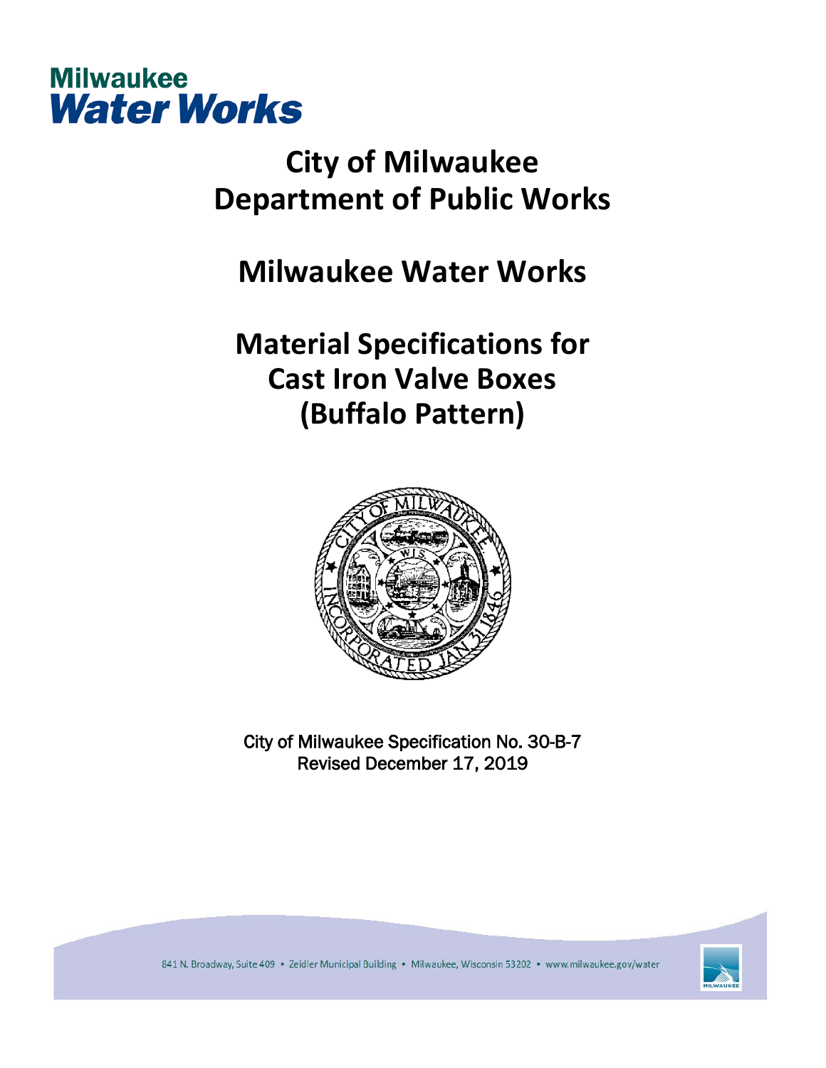Milwaukee
**Water Works**

# City of Milwaukee
# Department of Public Works

## Milwaukee Water Works

## Material Specifications for Cast Iron Valve Boxes (Buffalo Pattern)

City of Milwaukee Specification No. 30-B-7
Revised December 17, 2019

841 N. Broadway, Suite 409 • Zeidler Municipal Building • Milwaukee, Wisconsin 53202 • www.milwaukee.gov/water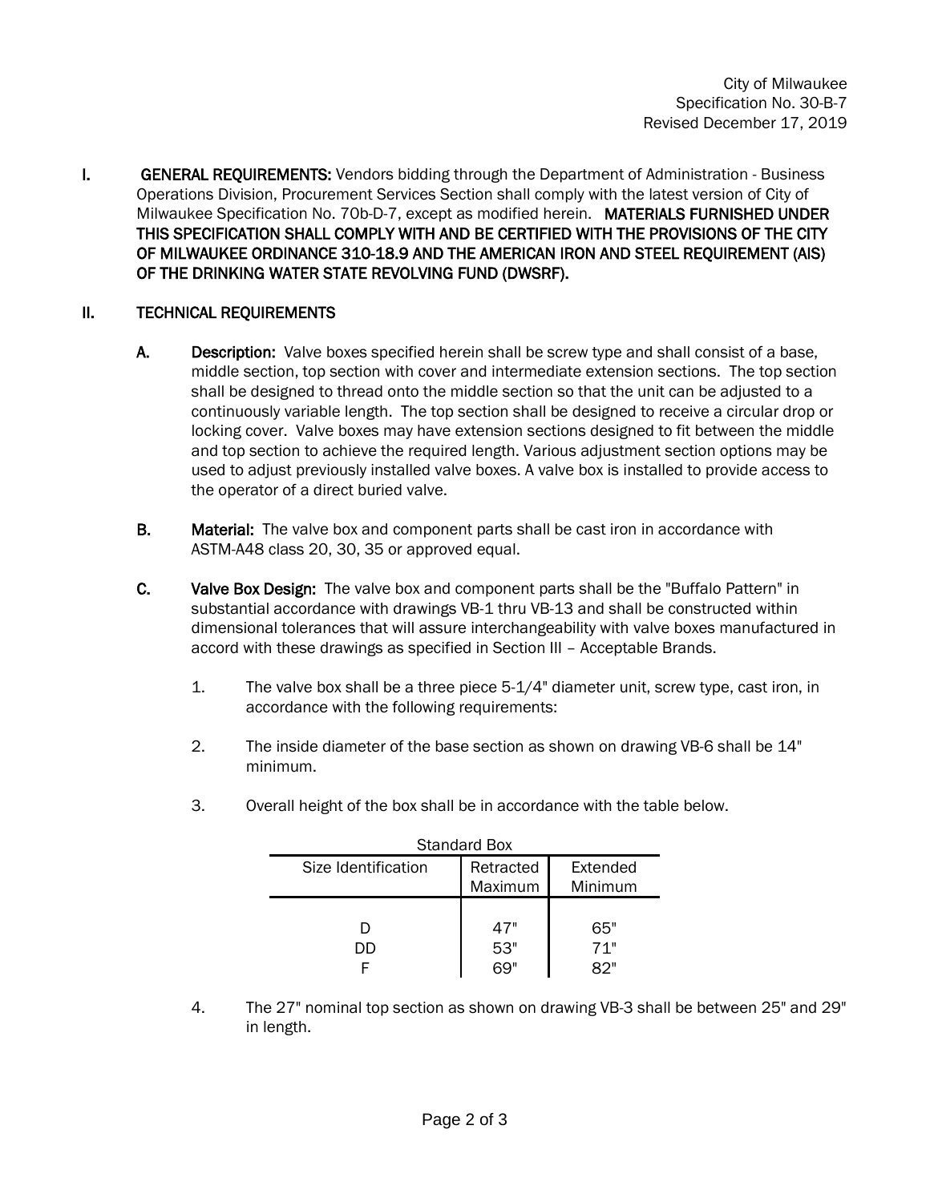City of Milwaukee
Specification No. 30-B-7
Revised December 17, 2019

**I. GENERAL REQUIREMENTS:** Vendors bidding through the Department of Administration - Business Operations Division, Procurement Services Section shall comply with the latest version of City of Milwaukee Specification No. 70b-D-7, except as modified herein. **MATERIALS FURNISHED UNDER THIS SPECIFICATION SHALL COMPLY WITH AND BE CERTIFIED WITH THE PROVISIONS OF THE CITY OF MILWAUKEE ORDINANCE 310-18.9 AND THE AMERICAN IRON AND STEEL REQUIREMENT (AIS) OF THE DRINKING WATER STATE REVOLVING FUND (DWSRF).**

**II. TECHNICAL REQUIREMENTS**

**A. Description:** Valve boxes specified herein shall be screw type and shall consist of a base, middle section, top section with cover and intermediate extension sections. The top section shall be designed to thread onto the middle section so that the unit can be adjusted to a continuously variable length. The top section shall be designed to receive a circular drop or locking cover. Valve boxes may have extension sections designed to fit between the middle and top section to achieve the required length. Various adjustment section options may be used to adjust previously installed valve boxes. A valve box is installed to provide access to the operator of a direct buried valve.

**B. Material:** The valve box and component parts shall be cast iron in accordance with ASTM-A48 class 20, 30, 35 or approved equal.

**C. Valve Box Design:** The valve box and component parts shall be the "Buffalo Pattern" in substantial accordance with drawings VB-1 thru VB-13 and shall be constructed within dimensional tolerances that will assure interchangeability with valve boxes manufactured in accord with these drawings as specified in Section III – Acceptable Brands.

1. The valve box shall be a three piece 5-1/4" diameter unit, screw type, cast iron, in accordance with the following requirements:

2. The inside diameter of the base section as shown on drawing VB-6 shall be 14" minimum.

3. Overall height of the box shall be in accordance with the table below.

Standard Box

| Size Identification | Retracted Maximum | Extended Minimum |
|---|---|---|
| D | 47" | 65" |
| DD | 53" | 71" |
| F | 69" | 82" |

4. The 27" nominal top section as shown on drawing VB-3 shall be between 25" and 29" in length.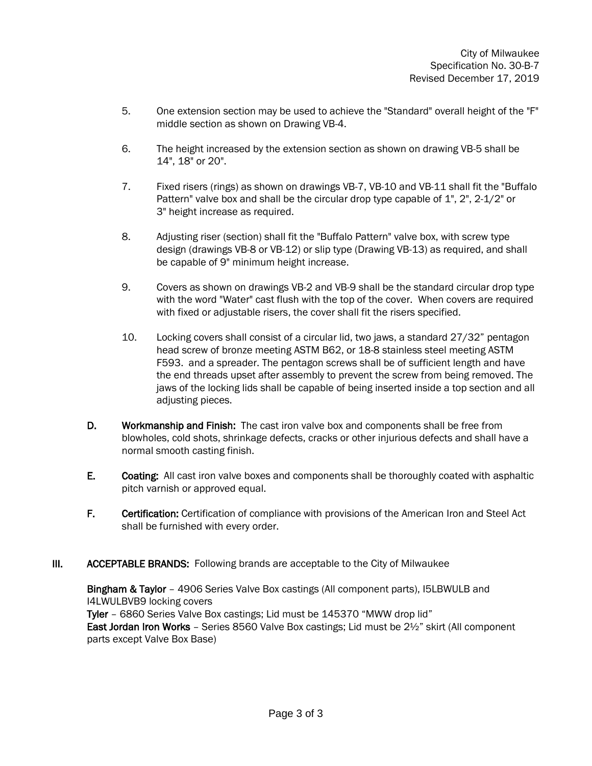5. One extension section may be used to achieve the "Standard" overall height of the "F" middle section as shown on Drawing VB-4.

6. The height increased by the extension section as shown on drawing VB-5 shall be 14", 18" or 20".

7. Fixed risers (rings) as shown on drawings VB-7, VB-10 and VB-11 shall fit the "Buffalo Pattern" valve box and shall be the circular drop type capable of 1", 2", 2-1/2" or 3" height increase as required.

8. Adjusting riser (section) shall fit the "Buffalo Pattern" valve box, with screw type design (drawings VB-8 or VB-12) or slip type (Drawing VB-13) as required, and shall be capable of 9" minimum height increase.

9. Covers as shown on drawings VB-2 and VB-9 shall be the standard circular drop type with the word "Water" cast flush with the top of the cover. When covers are required with fixed or adjustable risers, the cover shall fit the risers specified.

10. Locking covers shall consist of a circular lid, two jaws, a standard 27/32" pentagon head screw of bronze meeting ASTM B62, or 18-8 stainless steel meeting ASTM F593. and a spreader. The pentagon screws shall be of sufficient length and have the end threads upset after assembly to prevent the screw from being removed. The jaws of the locking lids shall be capable of being inserted inside a top section and all adjusting pieces.

**D. Workmanship and Finish:** The cast iron valve box and components shall be free from blowholes, cold shots, shrinkage defects, cracks or other injurious defects and shall have a normal smooth casting finish.

**E. Coating:** All cast iron valve boxes and components shall be thoroughly coated with asphaltic pitch varnish or approved equal.

**F. Certification:** Certification of compliance with provisions of the American Iron and Steel Act shall be furnished with every order.

## III. ACCEPTABLE BRANDS: Following brands are acceptable to the City of Milwaukee

**Bingham & Taylor** – 4906 Series Valve Box castings (All component parts), I5LBWULB and I4LWULBVB9 locking covers
**Tyler** – 6860 Series Valve Box castings; Lid must be 145370 "MWW drop lid"
**East Jordan Iron Works** – Series 8560 Valve Box castings; Lid must be 2½" skirt (All component parts except Valve Box Base)